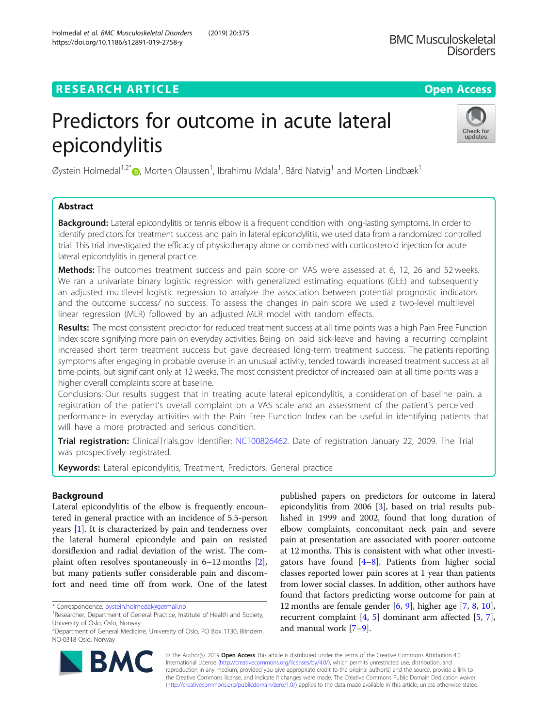RESEARCH ARTICLE

Open Access

# Predictors for outcome in acute lateral epicondylitis

Øystein Holmedal[1,2*], Morten Olaussen[1], Ibrahimu Mdala[1], Bård Natvig[1] and Morten Lindbæk[1]

## Abstract

**Background:** Lateral epicondylitis or tennis elbow is a frequent condition with long-lasting symptoms. In order to identify predictors for treatment success and pain in lateral epicondylitis, we used data from a randomized controlled trial. This trial investigated the efficacy of physiotherapy alone or combined with corticosteroid injection for acute lateral epicondylitis in general practice.

**Methods:** The outcomes treatment success and pain score on VAS were assessed at 6, 12, 26 and 52 weeks. We ran a univariate binary logistic regression with generalized estimating equations (GEE) and subsequently an adjusted multilevel logistic regression to analyze the association between potential prognostic indicators and the outcome success/ no success. To assess the changes in pain score we used a two-level multilevel linear regression (MLR) followed by an adjusted MLR model with random effects.

**Results:** The most consistent predictor for reduced treatment success at all time points was a high Pain Free Function Index score signifying more pain on everyday activities. Being on paid sick-leave and having a recurring complaint increased short term treatment success but gave decreased long-term treatment success. The patients reporting symptoms after engaging in probable overuse in an unusual activity, tended towards increased treatment success at all time-points, but significant only at 12 weeks. The most consistent predictor of increased pain at all time points was a higher overall complaints score at baseline.

Conclusions: Our results suggest that in treating acute lateral epicondylitis, a consideration of baseline pain, a registration of the patient's overall complaint on a VAS scale and an assessment of the patient's perceived performance in everyday activities with the Pain Free Function Index can be useful in identifying patients that will have a more protracted and serious condition.

**Trial registration:** ClinicalTrials.gov Identifier: NCT00826462. Date of registration January 22, 2009. The Trial was prospectively registrated.

**Keywords:** Lateral epicondylitis, Treatment, Predictors, General practice

## Background

Lateral epicondylitis of the elbow is frequently encountered in general practice with an incidence of 5.5-person years [1]. It is characterized by pain and tenderness over the lateral humeral epicondyle and pain on resisted dorsiflexion and radial deviation of the wrist. The complaint often resolves spontaneously in 6–12 months [2], but many patients suffer considerable pain and discomfort and need time off from work. One of the latest published papers on predictors for outcome in lateral epicondylitis from 2006 [3], based on trial results published in 1999 and 2002, found that long duration of elbow complaints, concomitant neck pain and severe pain at presentation are associated with poorer outcome at 12 months. This is consistent with what other investigators have found [4–8]. Patients from higher social classes reported lower pain scores at 1 year than patients from lower social classes. In addition, other authors have found that factors predicting worse outcome for pain at 12 months are female gender [6, 9], higher age [7, 8, 10], recurrent complaint [4, 5] dominant arm affected [5, 7], and manual work [7–9].

* Correspondence: oystein.holmedal@getmail.no
[1]Researcher, Department of General Practice, Institute of Health and Society, University of Oslo, Oslo, Norway
[2]Department of General Medicine, University of Oslo, PO Box 1130, Blindern, NO-0318 Oslo, Norway

© The Author(s). 2019 **Open Access** This article is distributed under the terms of the Creative Commons Attribution 4.0 International License (http://creativecommons.org/licenses/by/4.0/), which permits unrestricted use, distribution, and reproduction in any medium, provided you give appropriate credit to the original author(s) and the source, provide a link to the Creative Commons license, and indicate if changes were made. The Creative Commons Public Domain Dedication waiver (http://creativecommons.org/publicdomain/zero/1.0/) applies to the data made available in this article, unless otherwise stated.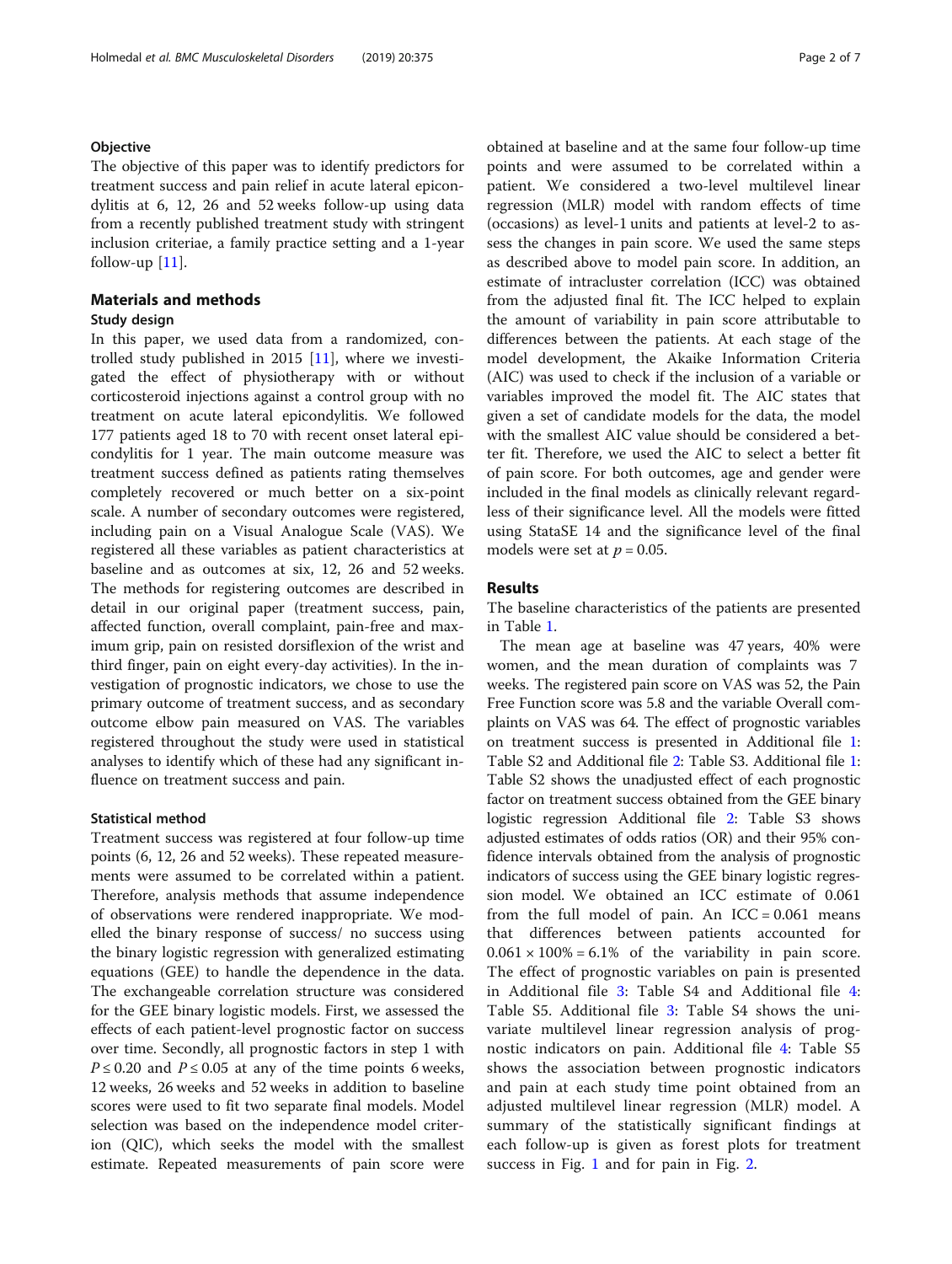## Objective

The objective of this paper was to identify predictors for treatment success and pain relief in acute lateral epicondylitis at 6, 12, 26 and 52 weeks follow-up using data from a recently published treatment study with stringent inclusion criteriae, a family practice setting and a 1-year follow-up [11].

## Materials and methods

### Study design

In this paper, we used data from a randomized, controlled study published in 2015 [11], where we investigated the effect of physiotherapy with or without corticosteroid injections against a control group with no treatment on acute lateral epicondylitis. We followed 177 patients aged 18 to 70 with recent onset lateral epicondylitis for 1 year. The main outcome measure was treatment success defined as patients rating themselves completely recovered or much better on a six-point scale. A number of secondary outcomes were registered, including pain on a Visual Analogue Scale (VAS). We registered all these variables as patient characteristics at baseline and as outcomes at six, 12, 26 and 52 weeks. The methods for registering outcomes are described in detail in our original paper (treatment success, pain, affected function, overall complaint, pain-free and maximum grip, pain on resisted dorsiflexion of the wrist and third finger, pain on eight every-day activities). In the investigation of prognostic indicators, we chose to use the primary outcome of treatment success, and as secondary outcome elbow pain measured on VAS. The variables registered throughout the study were used in statistical analyses to identify which of these had any significant influence on treatment success and pain.

### Statistical method

Treatment success was registered at four follow-up time points (6, 12, 26 and 52 weeks). These repeated measurements were assumed to be correlated within a patient. Therefore, analysis methods that assume independence of observations were rendered inappropriate. We modelled the binary response of success/ no success using the binary logistic regression with generalized estimating equations (GEE) to handle the dependence in the data. The exchangeable correlation structure was considered for the GEE binary logistic models. First, we assessed the effects of each patient-level prognostic factor on success over time. Secondly, all prognostic factors in step 1 with $P \leq 0.20$ and $P \leq 0.05$ at any of the time points 6 weeks, 12 weeks, 26 weeks and 52 weeks in addition to baseline scores were used to fit two separate final models. Model selection was based on the independence model criterion (QIC), which seeks the model with the smallest estimate. Repeated measurements of pain score were obtained at baseline and at the same four follow-up time points and were assumed to be correlated within a patient. We considered a two-level multilevel linear regression (MLR) model with random effects of time (occasions) as level-1 units and patients at level-2 to assess the changes in pain score. We used the same steps as described above to model pain score. In addition, an estimate of intracluster correlation (ICC) was obtained from the adjusted final fit. The ICC helped to explain the amount of variability in pain score attributable to differences between the patients. At each stage of the model development, the Akaike Information Criteria (AIC) was used to check if the inclusion of a variable or variables improved the model fit. The AIC states that given a set of candidate models for the data, the model with the smallest AIC value should be considered a better fit. Therefore, we used the AIC to select a better fit of pain score. For both outcomes, age and gender were included in the final models as clinically relevant regardless of their significance level. All the models were fitted using StataSE 14 and the significance level of the final models were set at $p = 0.05$.

## Results

The baseline characteristics of the patients are presented in Table 1.

The mean age at baseline was 47 years, 40% were women, and the mean duration of complaints was 7 weeks. The registered pain score on VAS was 52, the Pain Free Function score was 5.8 and the variable Overall complaints on VAS was 64. The effect of prognostic variables on treatment success is presented in Additional file 1: Table S2 and Additional file 2: Table S3. Additional file 1: Table S2 shows the unadjusted effect of each prognostic factor on treatment success obtained from the GEE binary logistic regression Additional file 2: Table S3 shows adjusted estimates of odds ratios (OR) and their 95% confidence intervals obtained from the analysis of prognostic indicators of success using the GEE binary logistic regression model. We obtained an ICC estimate of 0.061 from the full model of pain. An ICC = 0.061 means that differences between patients accounted for $0.061 \times 100\% = 6.1\%$ of the variability in pain score. The effect of prognostic variables on pain is presented in Additional file 3: Table S4 and Additional file 4: Table S5. Additional file 3: Table S4 shows the univariate multilevel linear regression analysis of prognostic indicators on pain. Additional file 4: Table S5 shows the association between prognostic indicators and pain at each study time point obtained from an adjusted multilevel linear regression (MLR) model. A summary of the statistically significant findings at each follow-up is given as forest plots for treatment success in Fig. 1 and for pain in Fig. 2.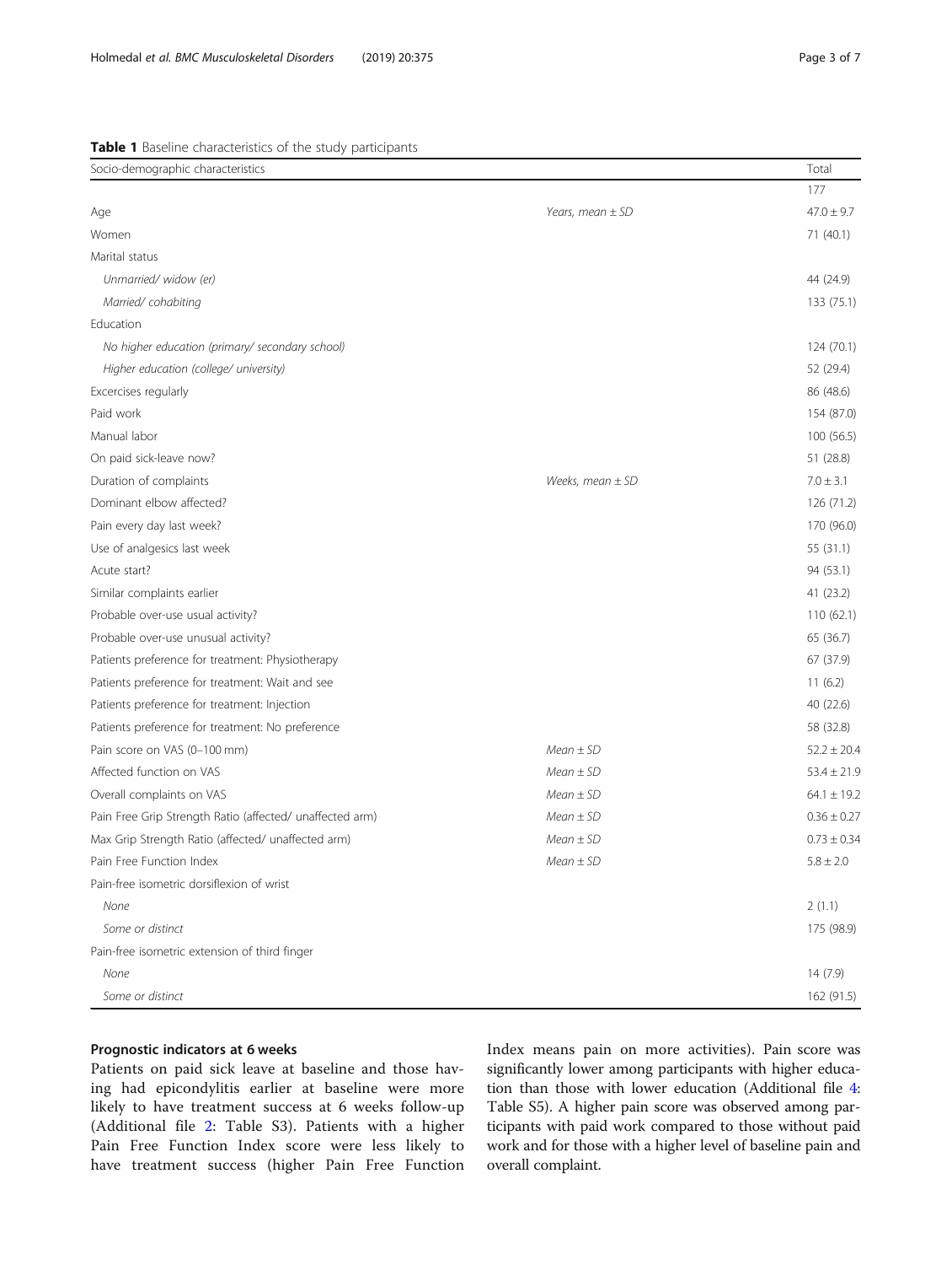**Table 1** Baseline characteristics of the study participants

| Socio-demographic characteristics | | Total |
|---|---|---|
| | | 177 |
| Age | *Years, mean ± SD* | 47.0 ± 9.7 |
| Women | | 71 (40.1) |
| Marital status | | |
| *Unmarried/ widow (er)* | | 44 (24.9) |
| *Married/ cohabiting* | | 133 (75.1) |
| Education | | |
| *No higher education (primary/ secondary school)* | | 124 (70.1) |
| *Higher education (college/ university)* | | 52 (29.4) |
| Excercises regularly | | 86 (48.6) |
| Paid work | | 154 (87.0) |
| Manual labor | | 100 (56.5) |
| On paid sick-leave now? | | 51 (28.8) |
| Duration of complaints | *Weeks, mean ± SD* | 7.0 ± 3.1 |
| Dominant elbow affected? | | 126 (71.2) |
| Pain every day last week? | | 170 (96.0) |
| Use of analgesics last week | | 55 (31.1) |
| Acute start? | | 94 (53.1) |
| Similar complaints earlier | | 41 (23.2) |
| Probable over-use usual activity? | | 110 (62.1) |
| Probable over-use unusual activity? | | 65 (36.7) |
| Patients preference for treatment: Physiotherapy | | 67 (37.9) |
| Patients preference for treatment: Wait and see | | 11 (6.2) |
| Patients preference for treatment: Injection | | 40 (22.6) |
| Patients preference for treatment: No preference | | 58 (32.8) |
| Pain score on VAS (0–100 mm) | *Mean ± SD* | 52.2 ± 20.4 |
| Affected function on VAS | *Mean ± SD* | 53.4 ± 21.9 |
| Overall complaints on VAS | *Mean ± SD* | 64.1 ± 19.2 |
| Pain Free Grip Strength Ratio (affected/ unaffected arm) | *Mean ± SD* | 0.36 ± 0.27 |
| Max Grip Strength Ratio (affected/ unaffected arm) | *Mean ± SD* | 0.73 ± 0.34 |
| Pain Free Function Index | *Mean ± SD* | 5.8 ± 2.0 |
| Pain-free isometric dorsiflexion of wrist | | |
| *None* | | 2 (1.1) |
| *Some or distinct* | | 175 (98.9) |
| Pain-free isometric extension of third finger | | |
| *None* | | 14 (7.9) |
| *Some or distinct* | | 162 (91.5) |

### Prognostic indicators at 6 weeks

Patients on paid sick leave at baseline and those having had epicondylitis earlier at baseline were more likely to have treatment success at 6 weeks follow-up (Additional file 2: Table S3). Patients with a higher Pain Free Function Index score were less likely to have treatment success (higher Pain Free Function Index means pain on more activities). Pain score was significantly lower among participants with higher education than those with lower education (Additional file 4: Table S5). A higher pain score was observed among participants with paid work compared to those without paid work and for those with a higher level of baseline pain and overall complaint.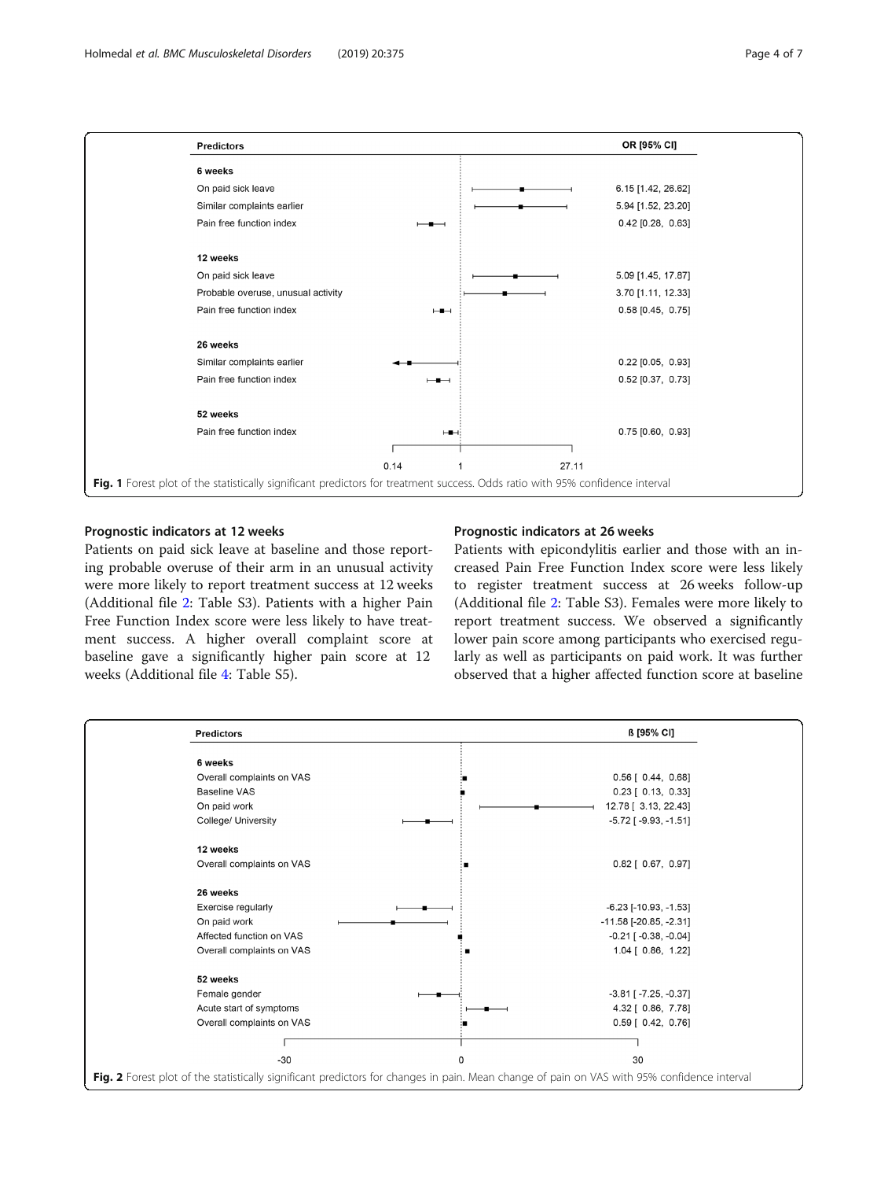| Predictors | OR [95% CI] |
| --- | --- |
| **6 weeks** | |
| On paid sick leave | 6.15 [1.42, 26.62] |
| Similar complaints earlier | 5.94 [1.52, 23.20] |
| Pain free function index | 0.42 [0.28, 0.63] |
| **12 weeks** | |
| On paid sick leave | 5.09 [1.45, 17.87] |
| Probable overuse, unusual activity | 3.70 [1.11, 12.33] |
| Pain free function index | 0.58 [0.45, 0.75] |
| **26 weeks** | |
| Similar complaints earlier | 0.22 [0.05, 0.93] |
| Pain free function index | 0.52 [0.37, 0.73] |
| **52 weeks** | |
| Pain free function index | 0.75 [0.60, 0.93] |

**Fig. 1** Forest plot of the statistically significant predictors for treatment success. Odds ratio with 95% confidence interval

## Prognostic indicators at 12 weeks

Patients on paid sick leave at baseline and those reporting probable overuse of their arm in an unusual activity were more likely to report treatment success at 12 weeks (Additional file 2: Table S3). Patients with a higher Pain Free Function Index score were less likely to have treatment success. A higher overall complaint score at baseline gave a significantly higher pain score at 12 weeks (Additional file 4: Table S5).

## Prognostic indicators at 26 weeks

Patients with epicondylitis earlier and those with an increased Pain Free Function Index score were less likely to register treatment success at 26 weeks follow-up (Additional file 2: Table S3). Females were more likely to report treatment success. We observed a significantly lower pain score among participants who exercised regularly as well as participants on paid work. It was further observed that a higher affected function score at baseline

| Predictors | ß [95% CI] |
| --- | --- |
| **6 weeks** | |
| Overall complaints on VAS | 0.56 [ 0.44, 0.68] |
| Baseline VAS | 0.23 [ 0.13, 0.33] |
| On paid work | 12.78 [ 3.13, 22.43] |
| College/ University | -5.72 [ -9.93, -1.51] |
| **12 weeks** | |
| Overall complaints on VAS | 0.82 [ 0.67, 0.97] |
| **26 weeks** | |
| Exercise regularly | -6.23 [-10.93, -1.53] |
| On paid work | -11.58 [-20.85, -2.31] |
| Affected function on VAS | -0.21 [ -0.38, -0.04] |
| Overall complaints on VAS | 1.04 [ 0.86, 1.22] |
| **52 weeks** | |
| Female gender | -3.81 [ -7.25, -0.37] |
| Acute start of symptoms | 4.32 [ 0.86, 7.78] |
| Overall complaints on VAS | 0.59 [ 0.42, 0.76] |

**Fig. 2** Forest plot of the statistically significant predictors for changes in pain. Mean change of pain on VAS with 95% confidence interval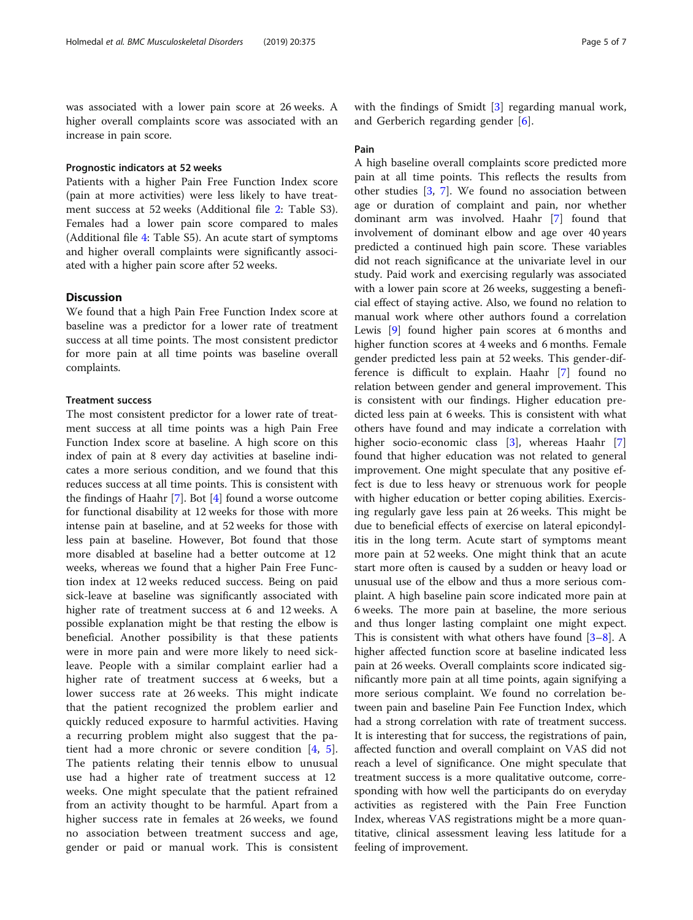was associated with a lower pain score at 26 weeks. A higher overall complaints score was associated with an increase in pain score.

### Prognostic indicators at 52 weeks

Patients with a higher Pain Free Function Index score (pain at more activities) were less likely to have treatment success at 52 weeks (Additional file 2: Table S3). Females had a lower pain score compared to males (Additional file 4: Table S5). An acute start of symptoms and higher overall complaints were significantly associated with a higher pain score after 52 weeks.

## Discussion

We found that a high Pain Free Function Index score at baseline was a predictor for a lower rate of treatment success at all time points. The most consistent predictor for more pain at all time points was baseline overall complaints.

### Treatment success

The most consistent predictor for a lower rate of treatment success at all time points was a high Pain Free Function Index score at baseline. A high score on this index of pain at 8 every day activities at baseline indicates a more serious condition, and we found that this reduces success at all time points. This is consistent with the findings of Haahr [7]. Bot [4] found a worse outcome for functional disability at 12 weeks for those with more intense pain at baseline, and at 52 weeks for those with less pain at baseline. However, Bot found that those more disabled at baseline had a better outcome at 12 weeks, whereas we found that a higher Pain Free Function index at 12 weeks reduced success. Being on paid sick-leave at baseline was significantly associated with higher rate of treatment success at 6 and 12 weeks. A possible explanation might be that resting the elbow is beneficial. Another possibility is that these patients were in more pain and were more likely to need sick-leave. People with a similar complaint earlier had a higher rate of treatment success at 6 weeks, but a lower success rate at 26 weeks. This might indicate that the patient recognized the problem earlier and quickly reduced exposure to harmful activities. Having a recurring problem might also suggest that the patient had a more chronic or severe condition [4, 5]. The patients relating their tennis elbow to unusual use had a higher rate of treatment success at 12 weeks. One might speculate that the patient refrained from an activity thought to be harmful. Apart from a higher success rate in females at 26 weeks, we found no association between treatment success and age, gender or paid or manual work. This is consistent with the findings of Smidt [3] regarding manual work, and Gerberich regarding gender [6].

### Pain

A high baseline overall complaints score predicted more pain at all time points. This reflects the results from other studies [3, 7]. We found no association between age or duration of complaint and pain, nor whether dominant arm was involved. Haahr [7] found that involvement of dominant elbow and age over 40 years predicted a continued high pain score. These variables did not reach significance at the univariate level in our study. Paid work and exercising regularly was associated with a lower pain score at 26 weeks, suggesting a beneficial effect of staying active. Also, we found no relation to manual work where other authors found a correlation Lewis [9] found higher pain scores at 6 months and higher function scores at 4 weeks and 6 months. Female gender predicted less pain at 52 weeks. This gender-difference is difficult to explain. Haahr [7] found no relation between gender and general improvement. This is consistent with our findings. Higher education predicted less pain at 6 weeks. This is consistent with what others have found and may indicate a correlation with higher socio-economic class [3], whereas Haahr [7] found that higher education was not related to general improvement. One might speculate that any positive effect is due to less heavy or strenuous work for people with higher education or better coping abilities. Exercising regularly gave less pain at 26 weeks. This might be due to beneficial effects of exercise on lateral epicondylitis in the long term. Acute start of symptoms meant more pain at 52 weeks. One might think that an acute start more often is caused by a sudden or heavy load or unusual use of the elbow and thus a more serious complaint. A high baseline pain score indicated more pain at 6 weeks. The more pain at baseline, the more serious and thus longer lasting complaint one might expect. This is consistent with what others have found [3–8]. A higher affected function score at baseline indicated less pain at 26 weeks. Overall complaints score indicated significantly more pain at all time points, again signifying a more serious complaint. We found no correlation between pain and baseline Pain Fee Function Index, which had a strong correlation with rate of treatment success. It is interesting that for success, the registrations of pain, affected function and overall complaint on VAS did not reach a level of significance. One might speculate that treatment success is a more qualitative outcome, corresponding with how well the participants do on everyday activities as registered with the Pain Free Function Index, whereas VAS registrations might be a more quantitative, clinical assessment leaving less latitude for a feeling of improvement.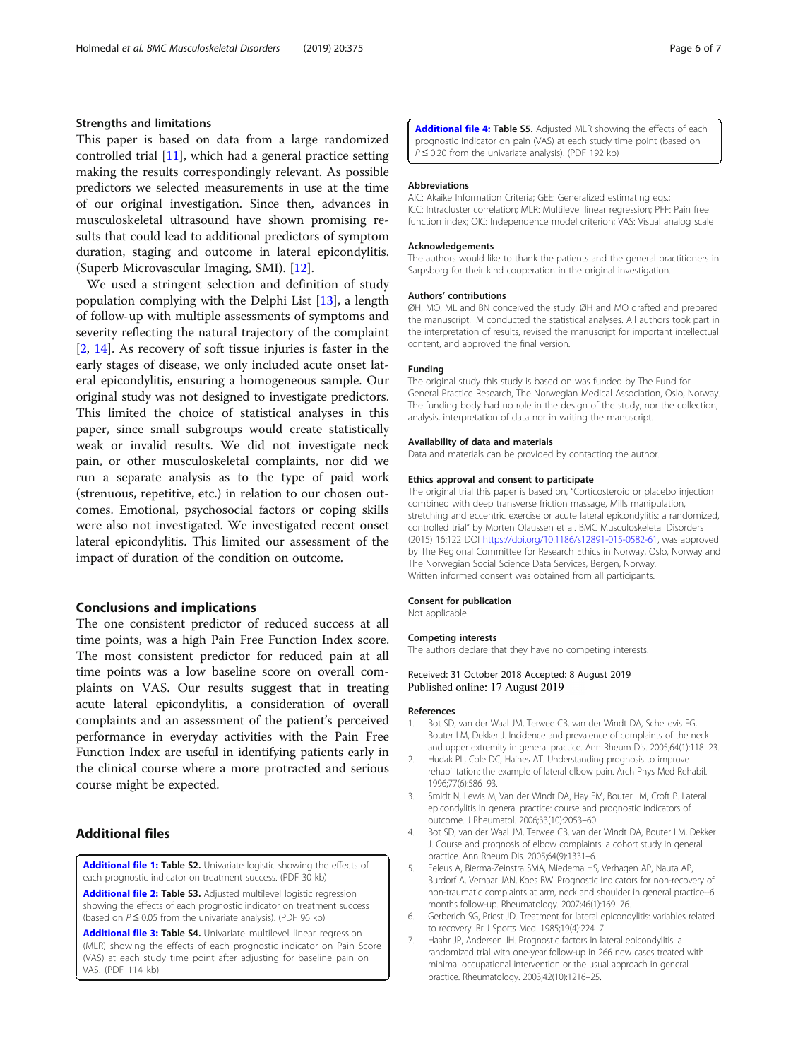### Strengths and limitations

This paper is based on data from a large randomized controlled trial [11], which had a general practice setting making the results correspondingly relevant. As possible predictors we selected measurements in use at the time of our original investigation. Since then, advances in musculoskeletal ultrasound have shown promising results that could lead to additional predictors of symptom duration, staging and outcome in lateral epicondylitis. (Superb Microvascular Imaging, SMI). [12].

We used a stringent selection and definition of study population complying with the Delphi List [13], a length of follow-up with multiple assessments of symptoms and severity reflecting the natural trajectory of the complaint [2, 14]. As recovery of soft tissue injuries is faster in the early stages of disease, we only included acute onset lateral epicondylitis, ensuring a homogeneous sample. Our original study was not designed to investigate predictors. This limited the choice of statistical analyses in this paper, since small subgroups would create statistically weak or invalid results. We did not investigate neck pain, or other musculoskeletal complaints, nor did we run a separate analysis as to the type of paid work (strenuous, repetitive, etc.) in relation to our chosen outcomes. Emotional, psychosocial factors or coping skills were also not investigated. We investigated recent onset lateral epicondylitis. This limited our assessment of the impact of duration of the condition on outcome.

## Conclusions and implications

The one consistent predictor of reduced success at all time points, was a high Pain Free Function Index score. The most consistent predictor for reduced pain at all time points was a low baseline score on overall complaints on VAS. Our results suggest that in treating acute lateral epicondylitis, a consideration of overall complaints and an assessment of the patient's perceived performance in everyday activities with the Pain Free Function Index are useful in identifying patients early in the clinical course where a more protracted and serious course might be expected.

## Additional files

**Additional file 1: Table S2.** Univariate logistic showing the effects of each prognostic indicator on treatment success. (PDF 30 kb)

**Additional file 2: Table S3.** Adjusted multilevel logistic regression showing the effects of each prognostic indicator on treatment success (based on $P \leq 0.05$ from the univariate analysis). (PDF 96 kb)

**Additional file 3: Table S4.** Univariate multilevel linear regression (MLR) showing the effects of each prognostic indicator on Pain Score (VAS) at each study time point after adjusting for baseline pain on VAS. (PDF 114 kb)

**Additional file 4: Table S5.** Adjusted MLR showing the effects of each prognostic indicator on pain (VAS) at each study time point (based on $P \leq 0.20$ from the univariate analysis). (PDF 192 kb)

### Abbreviations

AIC: Akaike Information Criteria; GEE: Generalized estimating eqs.; ICC: Intracluster correlation; MLR: Multilevel linear regression; PFF: Pain free function index; QIC: Independence model criterion; VAS: Visual analog scale

### Acknowledgements

The authors would like to thank the patients and the general practitioners in Sarpsborg for their kind cooperation in the original investigation.

### Authors' contributions

ØH, MO, ML and BN conceived the study. ØH and MO drafted and prepared the manuscript. IM conducted the statistical analyses. All authors took part in the interpretation of results, revised the manuscript for important intellectual content, and approved the final version.

### Funding

The original study this study is based on was funded by The Fund for General Practice Research, The Norwegian Medical Association, Oslo, Norway. The funding body had no role in the design of the study, nor the collection, analysis, interpretation of data nor in writing the manuscript. .

### Availability of data and materials

Data and materials can be provided by contacting the author.

### Ethics approval and consent to participate

The original trial this paper is based on, "Corticosteroid or placebo injection combined with deep transverse friction massage, Mills manipulation, stretching and eccentric exercise or acute lateral epicondylitis: a randomized, controlled trial" by Morten Olaussen et al. BMC Musculoskeletal Disorders (2015) 16:122 DOI https://doi.org/10.1186/s12891-015-0582-61, was approved by The Regional Committee for Research Ethics in Norway, Oslo, Norway and The Norwegian Social Science Data Services, Bergen, Norway. Written informed consent was obtained from all participants.

### Consent for publication

Not applicable

### Competing interests

The authors declare that they have no competing interests.

Received: 31 October 2018 Accepted: 8 August 2019
Published online: 17 August 2019

### References

1. Bot SD, van der Waal JM, Terwee CB, van der Windt DA, Schellevis FG, Bouter LM, Dekker J. Incidence and prevalence of complaints of the neck and upper extremity in general practice. Ann Rheum Dis. 2005;64(1):118–23.
2. Hudak PL, Cole DC, Haines AT. Understanding prognosis to improve rehabilitation: the example of lateral elbow pain. Arch Phys Med Rehabil. 1996;77(6):586–93.
3. Smidt N, Lewis M, Van der Windt DA, Hay EM, Bouter LM, Croft P. Lateral epicondylitis in general practice: course and prognostic indicators of outcome. J Rheumatol. 2006;33(10):2053–60.
4. Bot SD, van der Waal JM, Terwee CB, van der Windt DA, Bouter LM, Dekker J. Course and prognosis of elbow complaints: a cohort study in general practice. Ann Rheum Dis. 2005;64(9):1331–6.
5. Feleus A, Bierma-Zeinstra SMA, Miedema HS, Verhagen AP, Nauta AP, Burdorf A, Verhaar JAN, Koes BW. Prognostic indicators for non-recovery of non-traumatic complaints at arm, neck and shoulder in general practice--6 months follow-up. Rheumatology. 2007;46(1):169–76.
6. Gerberich SG, Priest JD. Treatment for lateral epicondylitis: variables related to recovery. Br J Sports Med. 1985;19(4):224–7.
7. Haahr JP, Andersen JH. Prognostic factors in lateral epicondylitis: a randomized trial with one-year follow-up in 266 new cases treated with minimal occupational intervention or the usual approach in general practice. Rheumatology. 2003;42(10):1216–25.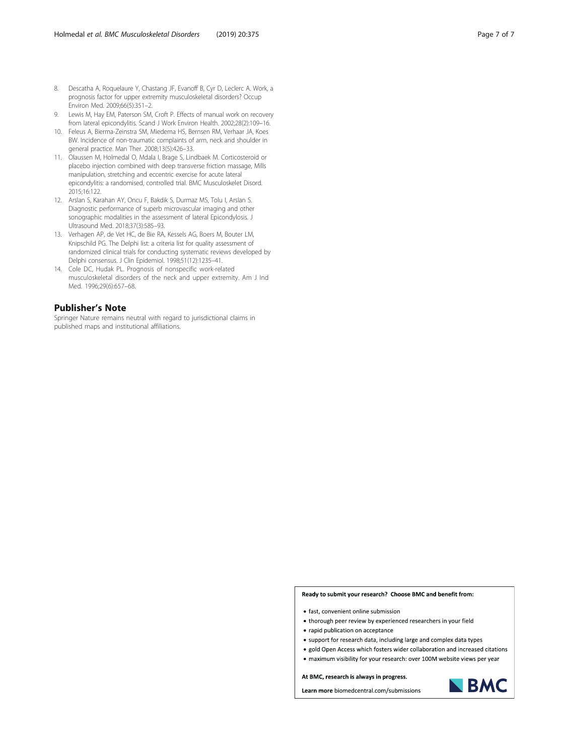8. Descatha A, Roquelaure Y, Chastang JF, Evanoff B, Cyr D, Leclerc A. Work, a prognosis factor for upper extremity musculoskeletal disorders? Occup Environ Med. 2009;66(5):351–2.
9. Lewis M, Hay EM, Paterson SM, Croft P. Effects of manual work on recovery from lateral epicondylitis. Scand J Work Environ Health. 2002;28(2):109–16.
10. Feleus A, Bierma-Zeinstra SM, Miedema HS, Bernsen RM, Verhaar JA, Koes BW. Incidence of non-traumatic complaints of arm, neck and shoulder in general practice. Man Ther. 2008;13(5):426–33.
11. Olaussen M, Holmedal O, Mdala I, Brage S, Lindbaek M. Corticosteroid or placebo injection combined with deep transverse friction massage, Mills manipulation, stretching and eccentric exercise for acute lateral epicondylitis: a randomised, controlled trial. BMC Musculoskelet Disord. 2015;16:122.
12. Arslan S, Karahan AY, Oncu F, Bakdik S, Durmaz MS, Tolu I, Arslan S. Diagnostic performance of superb microvascular imaging and other sonographic modalities in the assessment of lateral Epicondylosis. J Ultrasound Med. 2018;37(3):585–93.
13. Verhagen AP, de Vet HC, de Bie RA, Kessels AG, Boers M, Bouter LM, Knipschild PG. The Delphi list: a criteria list for quality assessment of randomized clinical trials for conducting systematic reviews developed by Delphi consensus. J Clin Epidemiol. 1998;51(12):1235–41.
14. Cole DC, Hudak PL. Prognosis of nonspecific work-related musculoskeletal disorders of the neck and upper extremity. Am J Ind Med. 1996;29(6):657–68.

## Publisher's Note

Springer Nature remains neutral with regard to jurisdictional claims in published maps and institutional affiliations.

**Ready to submit your research? Choose BMC and benefit from:**

- fast, convenient online submission
- thorough peer review by experienced researchers in your field
- rapid publication on acceptance
- support for research data, including large and complex data types
- gold Open Access which fosters wider collaboration and increased citations
- maximum visibility for your research: over 100M website views per year

**At BMC, research is always in progress.**

**Learn more** biomedcentral.com/submissions